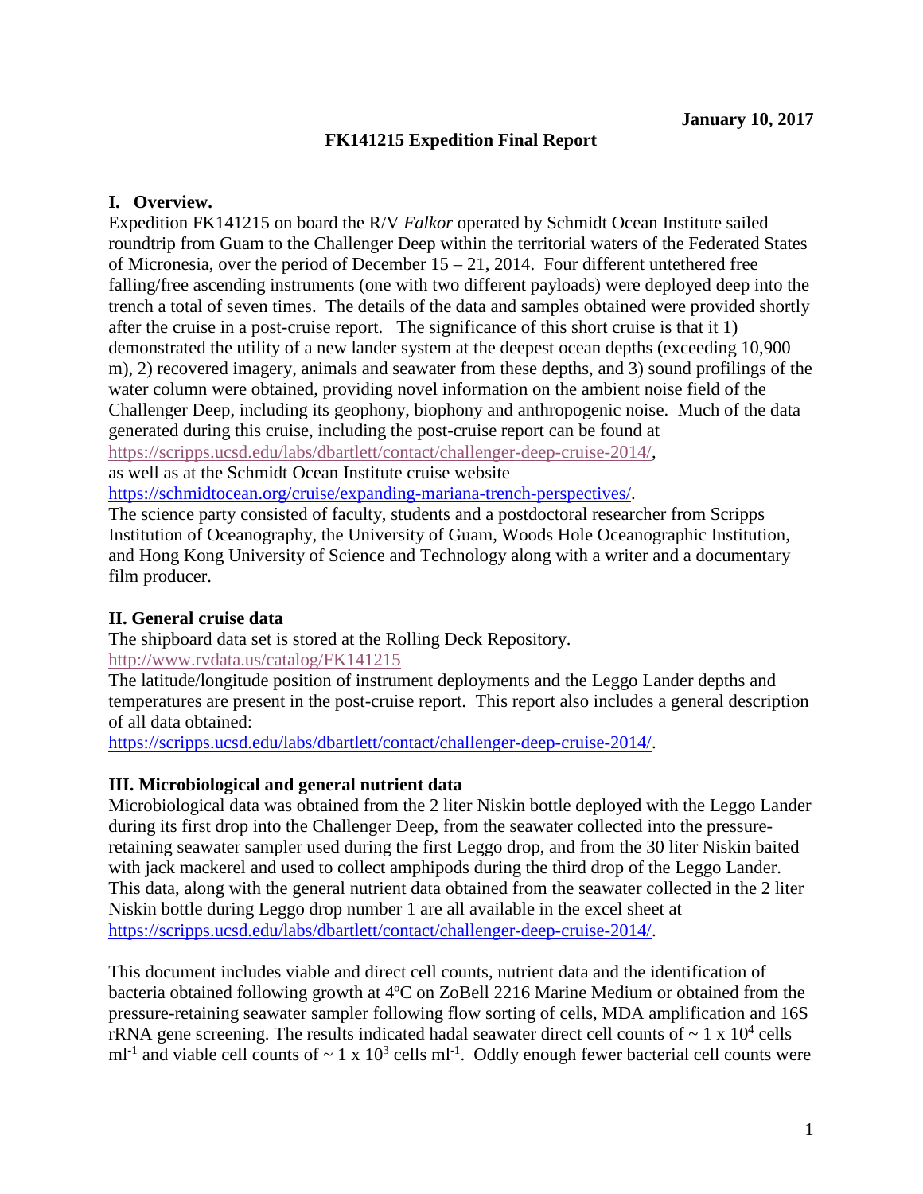**January 10, 2017**

**FK141215 Expedition Final Report**

## I. Overview.

Expedition FK141215 on board the R/V *Falkor* operated by Schmidt Ocean Institute sailed roundtrip from Guam to the Challenger Deep within the territorial waters of the Federated States of Micronesia, over the period of December 15 – 21, 2014. Four different untethered free falling/free ascending instruments (one with two different payloads) were deployed deep into the trench a total of seven times. The details of the data and samples obtained were provided shortly after the cruise in a post-cruise report. The significance of this short cruise is that it 1) demonstrated the utility of a new lander system at the deepest ocean depths (exceeding 10,900 m), 2) recovered imagery, animals and seawater from these depths, and 3) sound profilings of the water column were obtained, providing novel information on the ambient noise field of the Challenger Deep, including its geophony, biophony and anthropogenic noise. Much of the data generated during this cruise, including the post-cruise report can be found at https://scripps.ucsd.edu/labs/dbartlett/contact/challenger-deep-cruise-2014/, as well as at the Schmidt Ocean Institute cruise website https://schmidtocean.org/cruise/expanding-mariana-trench-perspectives/.

The science party consisted of faculty, students and a postdoctoral researcher from Scripps Institution of Oceanography, the University of Guam, Woods Hole Oceanographic Institution, and Hong Kong University of Science and Technology along with a writer and a documentary film producer.

## II. General cruise data

The shipboard data set is stored at the Rolling Deck Repository.
http://www.rvdata.us/catalog/FK141215

The latitude/longitude position of instrument deployments and the Leggo Lander depths and temperatures are present in the post-cruise report. This report also includes a general description of all data obtained:
https://scripps.ucsd.edu/labs/dbartlett/contact/challenger-deep-cruise-2014/.

## III. Microbiological and general nutrient data

Microbiological data was obtained from the 2 liter Niskin bottle deployed with the Leggo Lander during its first drop into the Challenger Deep, from the seawater collected into the pressure-retaining seawater sampler used during the first Leggo drop, and from the 30 liter Niskin baited with jack mackerel and used to collect amphipods during the third drop of the Leggo Lander. This data, along with the general nutrient data obtained from the seawater collected in the 2 liter Niskin bottle during Leggo drop number 1 are all available in the excel sheet at https://scripps.ucsd.edu/labs/dbartlett/contact/challenger-deep-cruise-2014/.

This document includes viable and direct cell counts, nutrient data and the identification of bacteria obtained following growth at 4ºC on ZoBell 2216 Marine Medium or obtained from the pressure-retaining seawater sampler following flow sorting of cells, MDA amplification and 16S rRNA gene screening. The results indicated hadal seawater direct cell counts of $\sim 1 \times 10^4$ cells $ml^{-1}$ and viable cell counts of $\sim 1 \times 10^3$ cells $ml^{-1}$. Oddly enough fewer bacterial cell counts were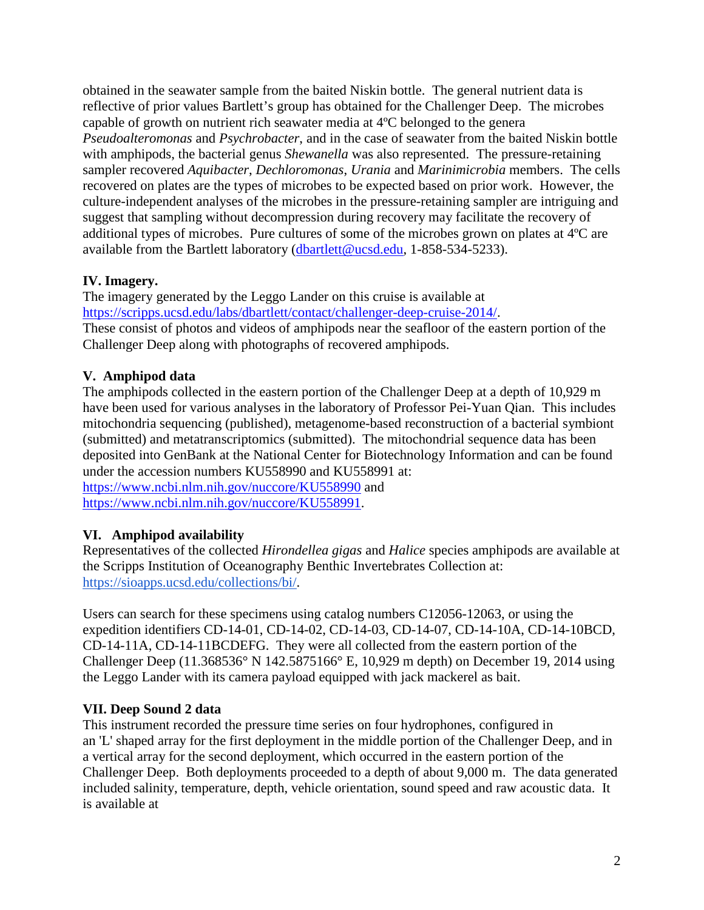obtained in the seawater sample from the baited Niskin bottle. The general nutrient data is reflective of prior values Bartlett's group has obtained for the Challenger Deep. The microbes capable of growth on nutrient rich seawater media at 4ºC belonged to the genera *Pseudoalteromonas* and *Psychrobacter*, and in the case of seawater from the baited Niskin bottle with amphipods, the bacterial genus *Shewanella* was also represented. The pressure-retaining sampler recovered *Aquibacter*, *Dechloromonas*, *Urania* and *Marinimicrobia* members. The cells recovered on plates are the types of microbes to be expected based on prior work. However, the culture-independent analyses of the microbes in the pressure-retaining sampler are intriguing and suggest that sampling without decompression during recovery may facilitate the recovery of additional types of microbes. Pure cultures of some of the microbes grown on plates at 4ºC are available from the Bartlett laboratory (dbartlett@ucsd.edu, 1-858-534-5233).

**IV. Imagery.**

The imagery generated by the Leggo Lander on this cruise is available at https://scripps.ucsd.edu/labs/dbartlett/contact/challenger-deep-cruise-2014/.
These consist of photos and videos of amphipods near the seafloor of the eastern portion of the Challenger Deep along with photographs of recovered amphipods.

**V. Amphipod data**

The amphipods collected in the eastern portion of the Challenger Deep at a depth of 10,929 m have been used for various analyses in the laboratory of Professor Pei-Yuan Qian. This includes mitochondria sequencing (published), metagenome-based reconstruction of a bacterial symbiont (submitted) and metatranscriptomics (submitted). The mitochondrial sequence data has been deposited into GenBank at the National Center for Biotechnology Information and can be found under the accession numbers KU558990 and KU558991 at:
https://www.ncbi.nlm.nih.gov/nuccore/KU558990 and
https://www.ncbi.nlm.nih.gov/nuccore/KU558991.

**VI. Amphipod availability**

Representatives of the collected *Hirondellea gigas* and *Halice* species amphipods are available at the Scripps Institution of Oceanography Benthic Invertebrates Collection at:
https://sioapps.ucsd.edu/collections/bi/.

Users can search for these specimens using catalog numbers C12056-12063, or using the expedition identifiers CD-14-01, CD-14-02, CD-14-03, CD-14-07, CD-14-10A, CD-14-10BCD, CD-14-11A, CD-14-11BCDEFG. They were all collected from the eastern portion of the Challenger Deep (11.368536° N 142.5875166° E, 10,929 m depth) on December 19, 2014 using the Leggo Lander with its camera payload equipped with jack mackerel as bait.

**VII. Deep Sound 2 data**

This instrument recorded the pressure time series on four hydrophones, configured in an 'L' shaped array for the first deployment in the middle portion of the Challenger Deep, and in a vertical array for the second deployment, which occurred in the eastern portion of the Challenger Deep. Both deployments proceeded to a depth of about 9,000 m. The data generated included salinity, temperature, depth, vehicle orientation, sound speed and raw acoustic data. It is available at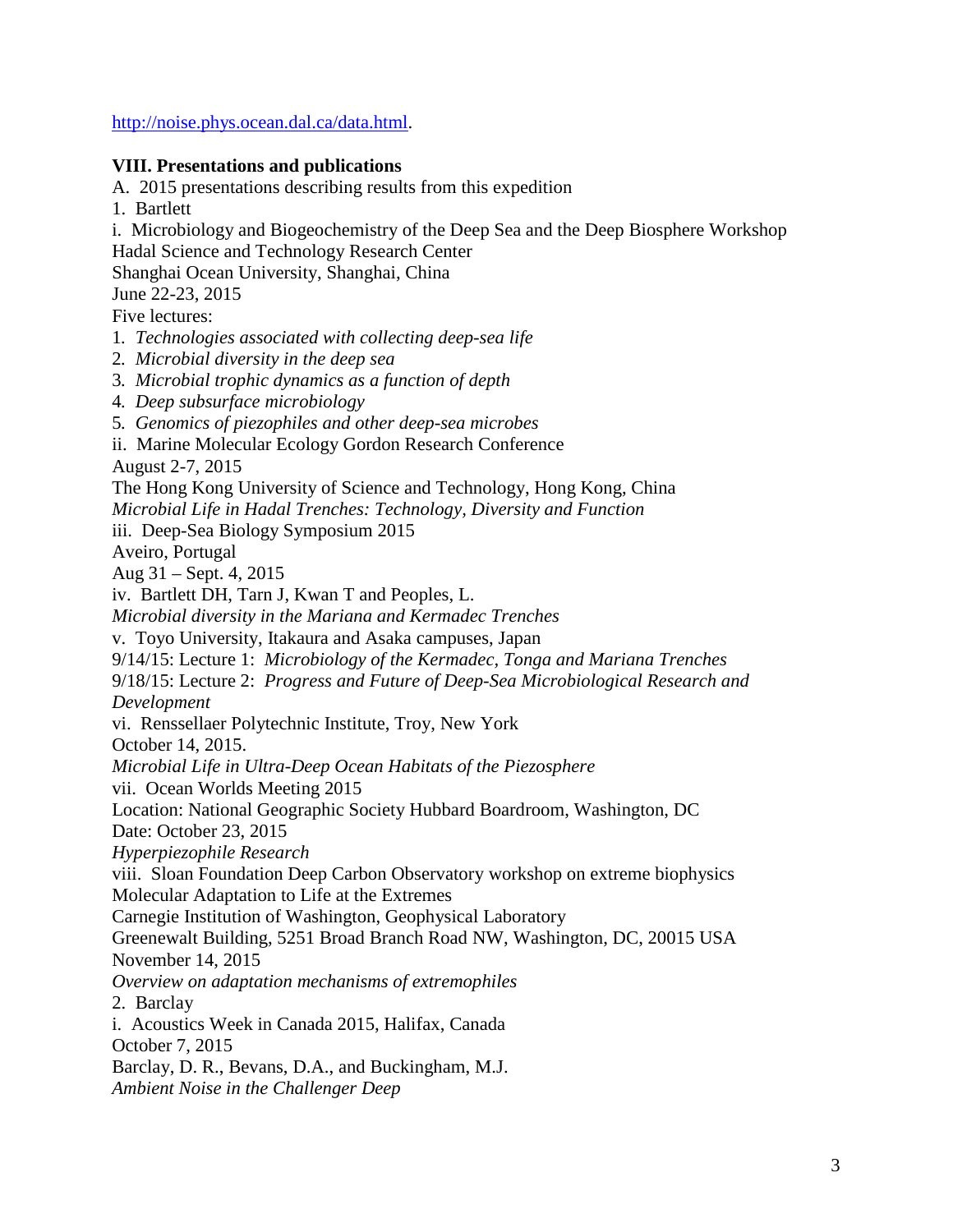http://noise.phys.ocean.dal.ca/data.html.

**VIII. Presentations and publications**

A. 2015 presentations describing results from this expedition

1. Bartlett

i. Microbiology and Biogeochemistry of the Deep Sea and the Deep Biosphere Workshop
Hadal Science and Technology Research Center
Shanghai Ocean University, Shanghai, China
June 22-23, 2015
Five lectures:

1. *Technologies associated with collecting deep-sea life*
2. *Microbial diversity in the deep sea*
3. *Microbial trophic dynamics as a function of depth*
4. *Deep subsurface microbiology*
5. *Genomics of piezophiles and other deep-sea microbes*

ii. Marine Molecular Ecology Gordon Research Conference
August 2-7, 2015
The Hong Kong University of Science and Technology, Hong Kong, China
*Microbial Life in Hadal Trenches: Technology, Diversity and Function*

iii. Deep-Sea Biology Symposium 2015
Aveiro, Portugal
Aug 31 – Sept. 4, 2015

iv. Bartlett DH, Tarn J, Kwan T and Peoples, L.
*Microbial diversity in the Mariana and Kermadec Trenches*

v. Toyo University, Itakaura and Asaka campuses, Japan
9/14/15: Lecture 1: *Microbiology of the Kermadec, Tonga and Mariana Trenches*
9/18/15: Lecture 2: *Progress and Future of Deep-Sea Microbiological Research and Development*

vi. Renssellaer Polytechnic Institute, Troy, New York
October 14, 2015.
*Microbial Life in Ultra-Deep Ocean Habitats of the Piezosphere*

vii. Ocean Worlds Meeting 2015
Location: National Geographic Society Hubbard Boardroom, Washington, DC
Date: October 23, 2015
*Hyperpiezophile Research*

viii. Sloan Foundation Deep Carbon Observatory workshop on extreme biophysics
Molecular Adaptation to Life at the Extremes
Carnegie Institution of Washington, Geophysical Laboratory
Greenewalt Building, 5251 Broad Branch Road NW, Washington, DC, 20015 USA
November 14, 2015
*Overview on adaptation mechanisms of extremophiles*

2. Barclay

i. Acoustics Week in Canada 2015, Halifax, Canada
October 7, 2015
Barclay, D. R., Bevans, D.A., and Buckingham, M.J.
*Ambient Noise in the Challenger Deep*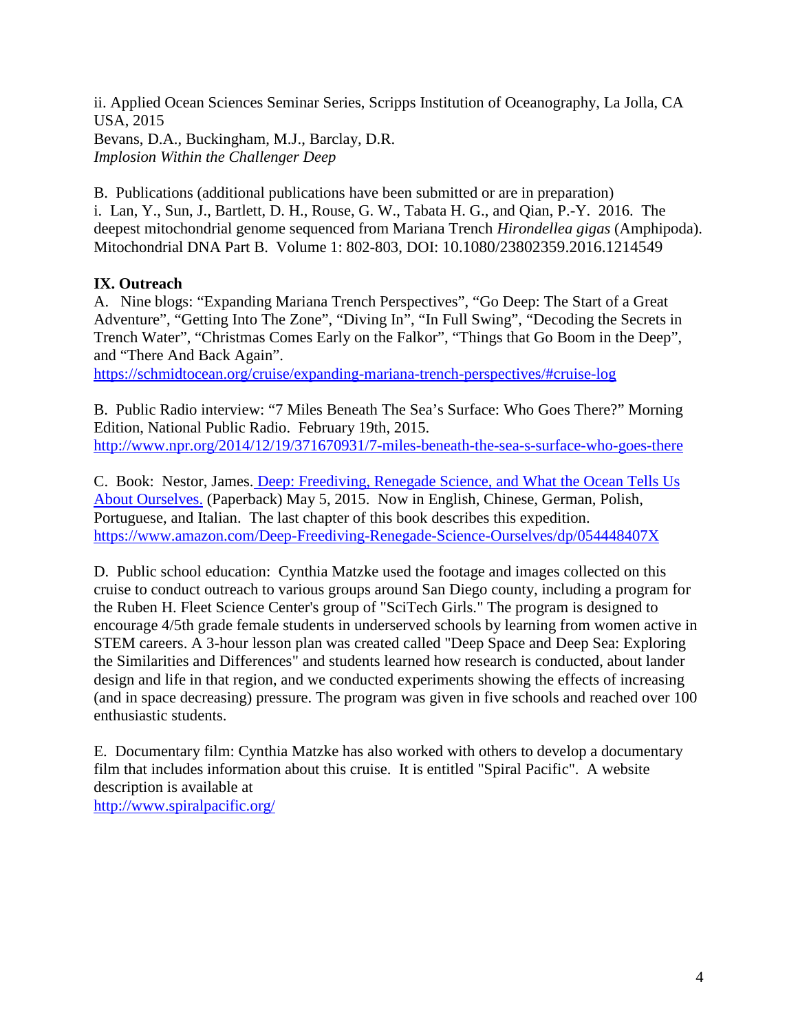ii. Applied Ocean Sciences Seminar Series, Scripps Institution of Oceanography, La Jolla, CA USA, 2015
Bevans, D.A., Buckingham, M.J., Barclay, D.R.
*Implosion Within the Challenger Deep*

B. Publications (additional publications have been submitted or are in preparation)
i. Lan, Y., Sun, J., Bartlett, D. H., Rouse, G. W., Tabata H. G., and Qian, P.-Y. 2016. The deepest mitochondrial genome sequenced from Mariana Trench *Hirondellea gigas* (Amphipoda). Mitochondrial DNA Part B. Volume 1: 802-803, DOI: 10.1080/23802359.2016.1214549

**IX. Outreach**

A. Nine blogs: "Expanding Mariana Trench Perspectives", "Go Deep: The Start of a Great Adventure", "Getting Into The Zone", "Diving In", "In Full Swing", "Decoding the Secrets in Trench Water", "Christmas Comes Early on the Falkor", "Things that Go Boom in the Deep", and "There And Back Again".
https://schmidtocean.org/cruise/expanding-mariana-trench-perspectives/#cruise-log

B. Public Radio interview: "7 Miles Beneath The Sea's Surface: Who Goes There?" Morning Edition, National Public Radio. February 19th, 2015.
http://www.npr.org/2014/12/19/371670931/7-miles-beneath-the-sea-s-surface-who-goes-there

C. Book: Nestor, James. Deep: Freediving, Renegade Science, and What the Ocean Tells Us About Ourselves. (Paperback) May 5, 2015. Now in English, Chinese, German, Polish, Portuguese, and Italian. The last chapter of this book describes this expedition.
https://www.amazon.com/Deep-Freediving-Renegade-Science-Ourselves/dp/054448407X

D. Public school education: Cynthia Matzke used the footage and images collected on this cruise to conduct outreach to various groups around San Diego county, including a program for the Ruben H. Fleet Science Center's group of "SciTech Girls." The program is designed to encourage 4/5th grade female students in underserved schools by learning from women active in STEM careers. A 3-hour lesson plan was created called "Deep Space and Deep Sea: Exploring the Similarities and Differences" and students learned how research is conducted, about lander design and life in that region, and we conducted experiments showing the effects of increasing (and in space decreasing) pressure. The program was given in five schools and reached over 100 enthusiastic students.

E. Documentary film: Cynthia Matzke has also worked with others to develop a documentary film that includes information about this cruise. It is entitled "Spiral Pacific". A website description is available at
http://www.spiralpacific.org/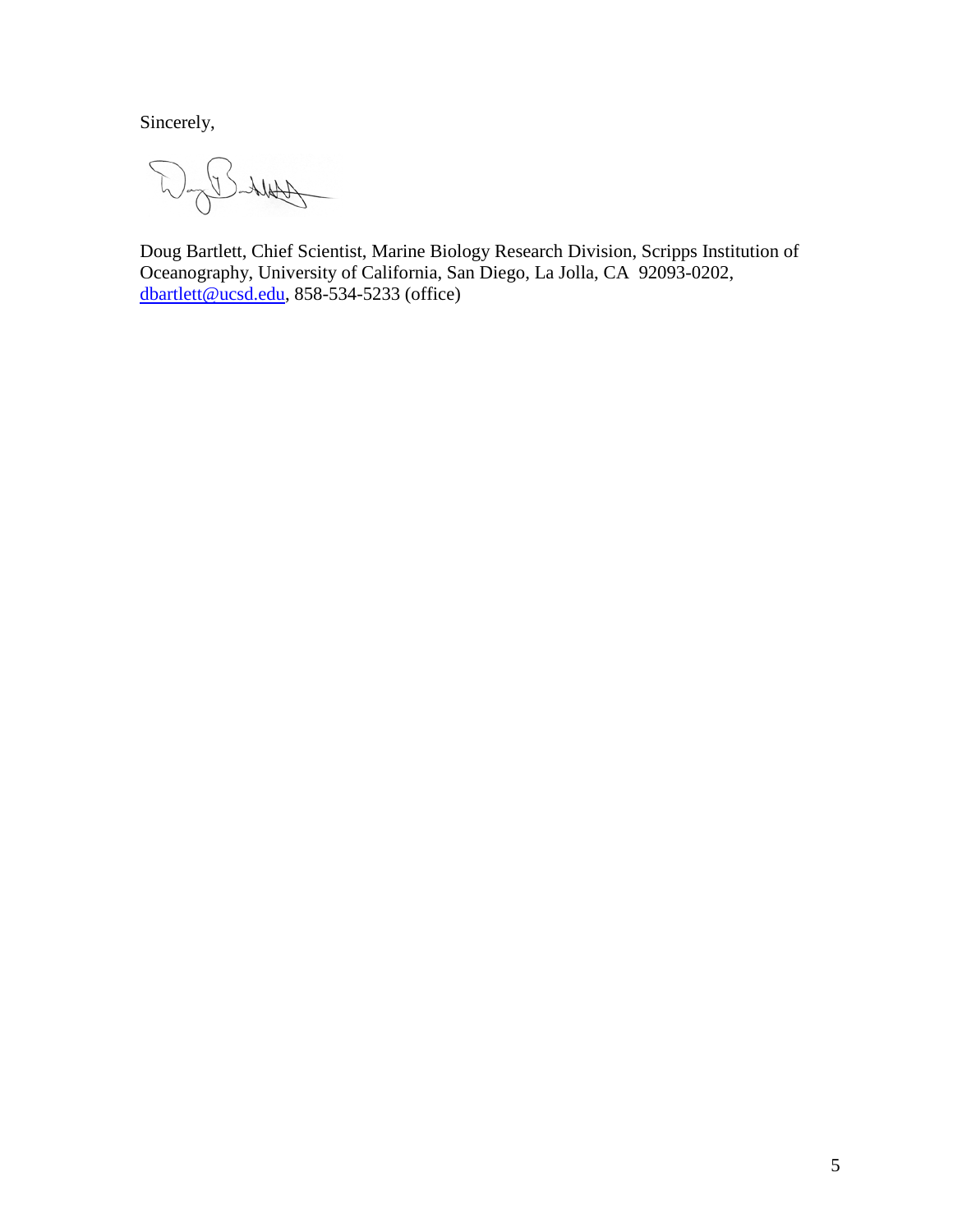Sincerely,

Doug Bartlett, Chief Scientist, Marine Biology Research Division, Scripps Institution of Oceanography, University of California, San Diego, La Jolla, CA 92093-0202, dbartlett@ucsd.edu, 858-534-5233 (office)